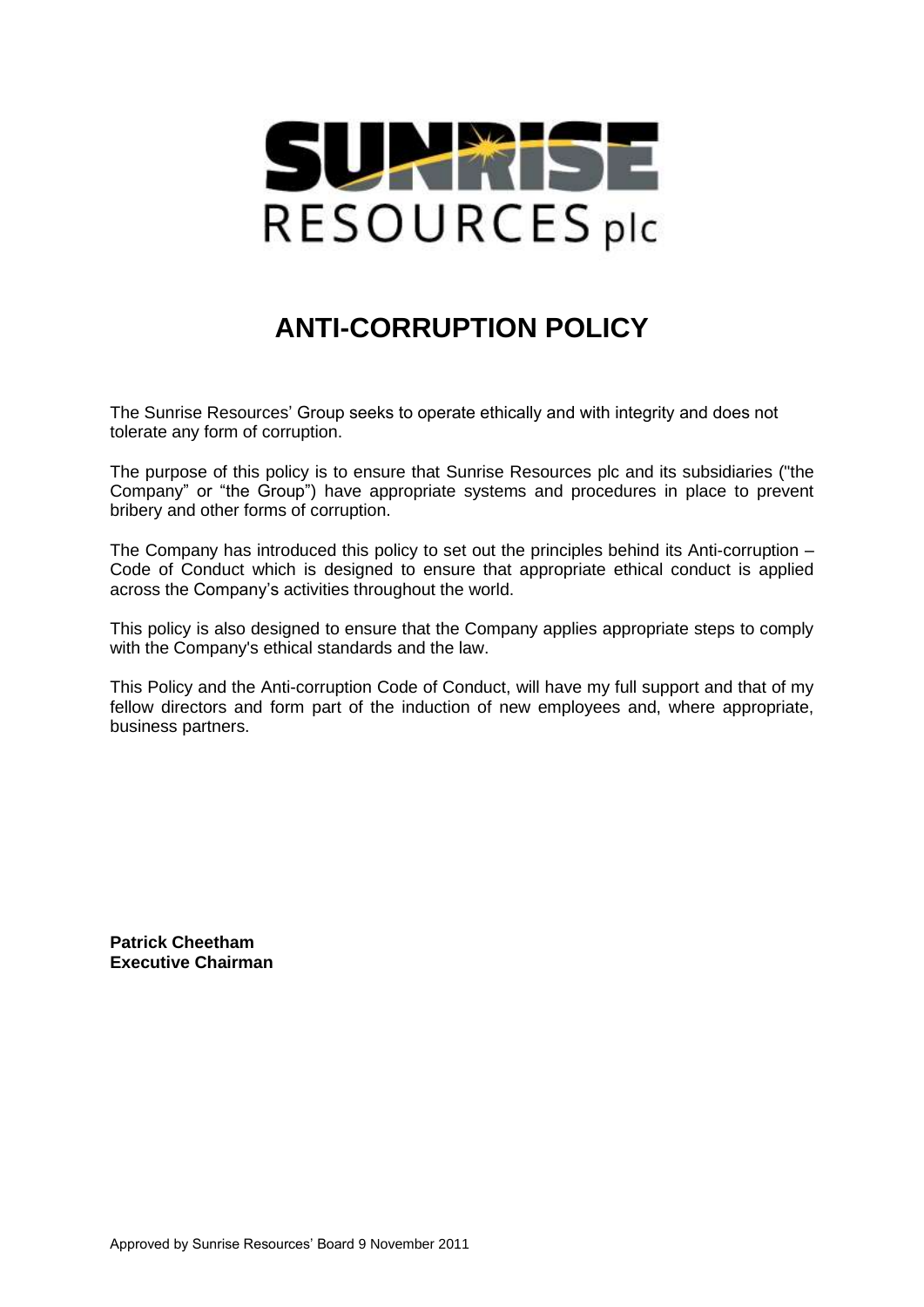# ANTI-CORRUPTION POLICY

The Sunrise Resources' Group seeks to operate ethically and with integrity and does not tolerate any form of corruption.

The purpose of this policy is to ensure that Sunrise Resources plc and its subsidiaries ("the Company" or "the Group") have appropriate systems and procedures in place to prevent bribery and other forms of corruption.

The Company has introduced this policy to set out the principles behind its Anti-corruption – Code of Conduct which is designed to ensure that appropriate ethical conduct is applied across the Company's activities throughout the world.

This policy is also designed to ensure that the Company applies appropriate steps to comply with the Company's ethical standards and the law.

This Policy and the Anti-corruption Code of Conduct, will have my full support and that of my fellow directors and form part of the induction of new employees and, where appropriate, business partners.

**Patrick Cheetham**
**Executive Chairman**

Approved by Sunrise Resources' Board 9 November 2011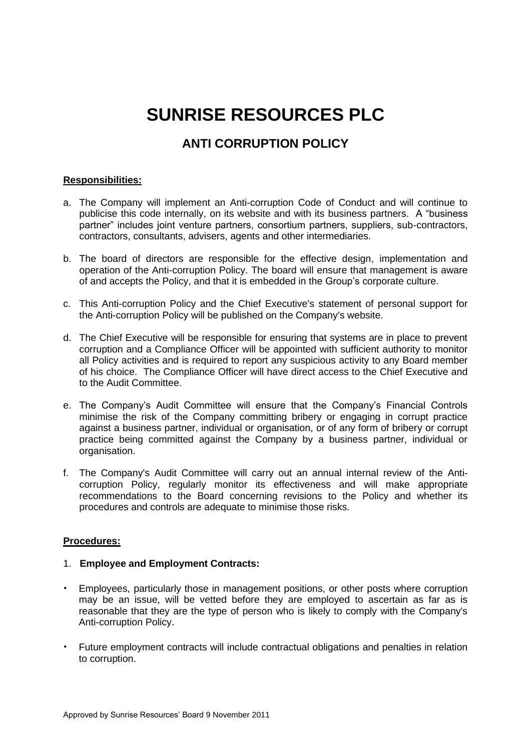# SUNRISE RESOURCES PLC

## ANTI CORRUPTION POLICY

**Responsibilities:**

a. The Company will implement an Anti-corruption Code of Conduct and will continue to publicise this code internally, on its website and with its business partners. A "business partner" includes joint venture partners, consortium partners, suppliers, sub-contractors, contractors, consultants, advisers, agents and other intermediaries.

b. The board of directors are responsible for the effective design, implementation and operation of the Anti-corruption Policy. The board will ensure that management is aware of and accepts the Policy, and that it is embedded in the Group's corporate culture.

c. This Anti-corruption Policy and the Chief Executive's statement of personal support for the Anti-corruption Policy will be published on the Company's website.

d. The Chief Executive will be responsible for ensuring that systems are in place to prevent corruption and a Compliance Officer will be appointed with sufficient authority to monitor all Policy activities and is required to report any suspicious activity to any Board member of his choice. The Compliance Officer will have direct access to the Chief Executive and to the Audit Committee.

e. The Company's Audit Committee will ensure that the Company's Financial Controls minimise the risk of the Company committing bribery or engaging in corrupt practice against a business partner, individual or organisation, or of any form of bribery or corrupt practice being committed against the Company by a business partner, individual or organisation.

f. The Company's Audit Committee will carry out an annual internal review of the Anti-corruption Policy, regularly monitor its effectiveness and will make appropriate recommendations to the Board concerning revisions to the Policy and whether its procedures and controls are adequate to minimise those risks.

**Procedures:**

1. **Employee and Employment Contracts:**

- Employees, particularly those in management positions, or other posts where corruption may be an issue, will be vetted before they are employed to ascertain as far as is reasonable that they are the type of person who is likely to comply with the Company's Anti-corruption Policy.

- Future employment contracts will include contractual obligations and penalties in relation to corruption.

Approved by Sunrise Resources' Board 9 November 2011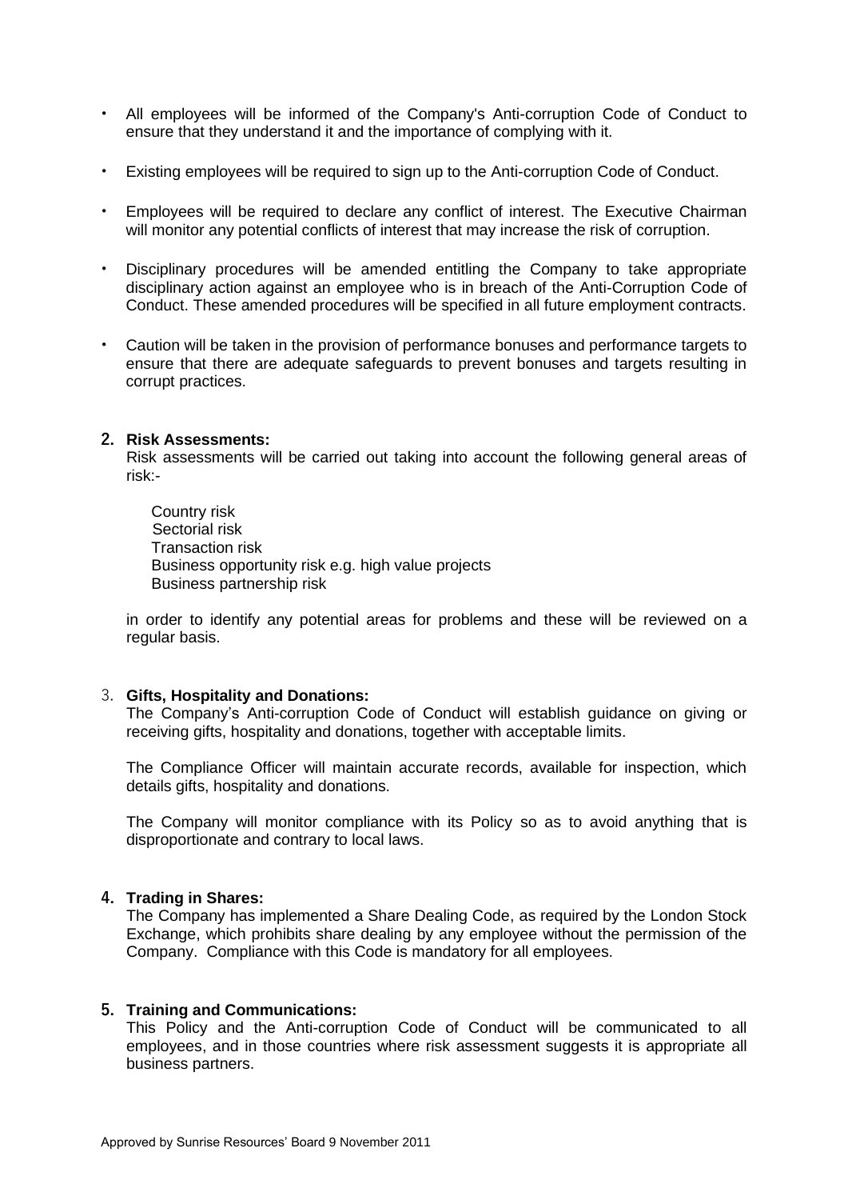- All employees will be informed of the Company's Anti-corruption Code of Conduct to ensure that they understand it and the importance of complying with it.

- Existing employees will be required to sign up to the Anti-corruption Code of Conduct.

- Employees will be required to declare any conflict of interest. The Executive Chairman will monitor any potential conflicts of interest that may increase the risk of corruption.

- Disciplinary procedures will be amended entitling the Company to take appropriate disciplinary action against an employee who is in breach of the Anti-Corruption Code of Conduct. These amended procedures will be specified in all future employment contracts.

- Caution will be taken in the provision of performance bonuses and performance targets to ensure that there are adequate safeguards to prevent bonuses and targets resulting in corrupt practices.

2. **Risk Assessments:**

   Risk assessments will be carried out taking into account the following general areas of risk:-

   Country risk
   Sectorial risk
   Transaction risk
   Business opportunity risk e.g. high value projects
   Business partnership risk

   in order to identify any potential areas for problems and these will be reviewed on a regular basis.

3. **Gifts, Hospitality and Donations:**

   The Company's Anti-corruption Code of Conduct will establish guidance on giving or receiving gifts, hospitality and donations, together with acceptable limits.

   The Compliance Officer will maintain accurate records, available for inspection, which details gifts, hospitality and donations.

   The Company will monitor compliance with its Policy so as to avoid anything that is disproportionate and contrary to local laws.

4. **Trading in Shares:**

   The Company has implemented a Share Dealing Code, as required by the London Stock Exchange, which prohibits share dealing by any employee without the permission of the Company. Compliance with this Code is mandatory for all employees.

5. **Training and Communications:**

   This Policy and the Anti-corruption Code of Conduct will be communicated to all employees, and in those countries where risk assessment suggests it is appropriate all business partners.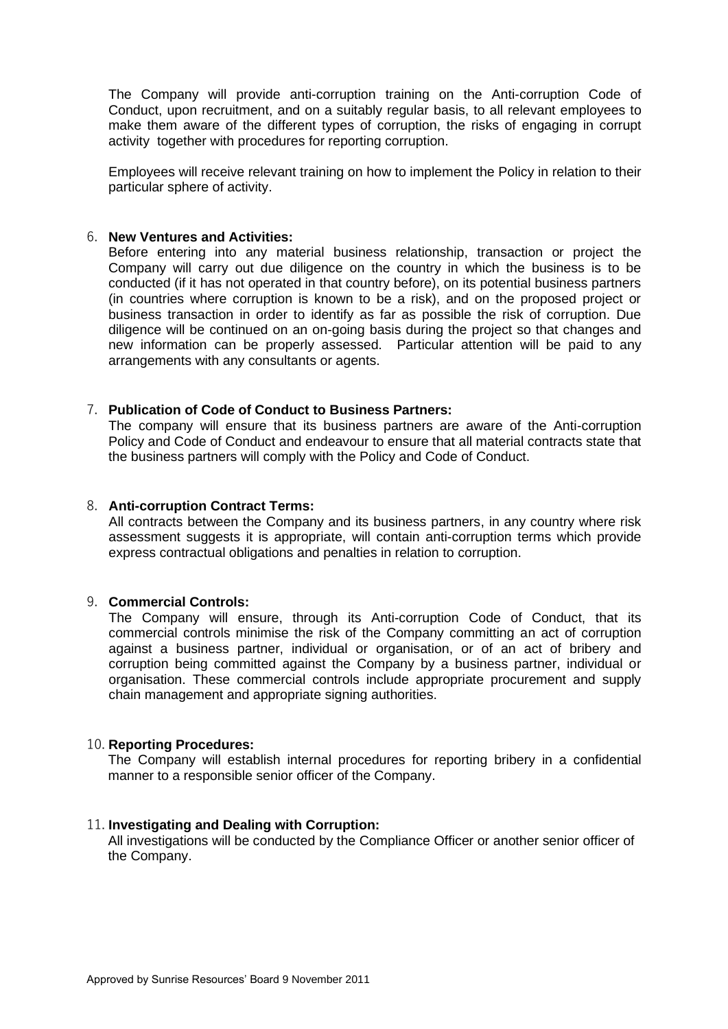The Company will provide anti-corruption training on the Anti-corruption Code of Conduct, upon recruitment, and on a suitably regular basis, to all relevant employees to make them aware of the different types of corruption, the risks of engaging in corrupt activity together with procedures for reporting corruption.

Employees will receive relevant training on how to implement the Policy in relation to their particular sphere of activity.

6. **New Ventures and Activities:**
   Before entering into any material business relationship, transaction or project the Company will carry out due diligence on the country in which the business is to be conducted (if it has not operated in that country before), on its potential business partners (in countries where corruption is known to be a risk), and on the proposed project or business transaction in order to identify as far as possible the risk of corruption. Due diligence will be continued on an on-going basis during the project so that changes and new information can be properly assessed. Particular attention will be paid to any arrangements with any consultants or agents.

7. **Publication of Code of Conduct to Business Partners:**
   The company will ensure that its business partners are aware of the Anti-corruption Policy and Code of Conduct and endeavour to ensure that all material contracts state that the business partners will comply with the Policy and Code of Conduct.

8. **Anti-corruption Contract Terms:**
   All contracts between the Company and its business partners, in any country where risk assessment suggests it is appropriate, will contain anti-corruption terms which provide express contractual obligations and penalties in relation to corruption.

9. **Commercial Controls:**
   The Company will ensure, through its Anti-corruption Code of Conduct, that its commercial controls minimise the risk of the Company committing an act of corruption against a business partner, individual or organisation, or of an act of bribery and corruption being committed against the Company by a business partner, individual or organisation. These commercial controls include appropriate procurement and supply chain management and appropriate signing authorities.

10. **Reporting Procedures:**
    The Company will establish internal procedures for reporting bribery in a confidential manner to a responsible senior officer of the Company.

11. **Investigating and Dealing with Corruption:**
    All investigations will be conducted by the Compliance Officer or another senior officer of the Company.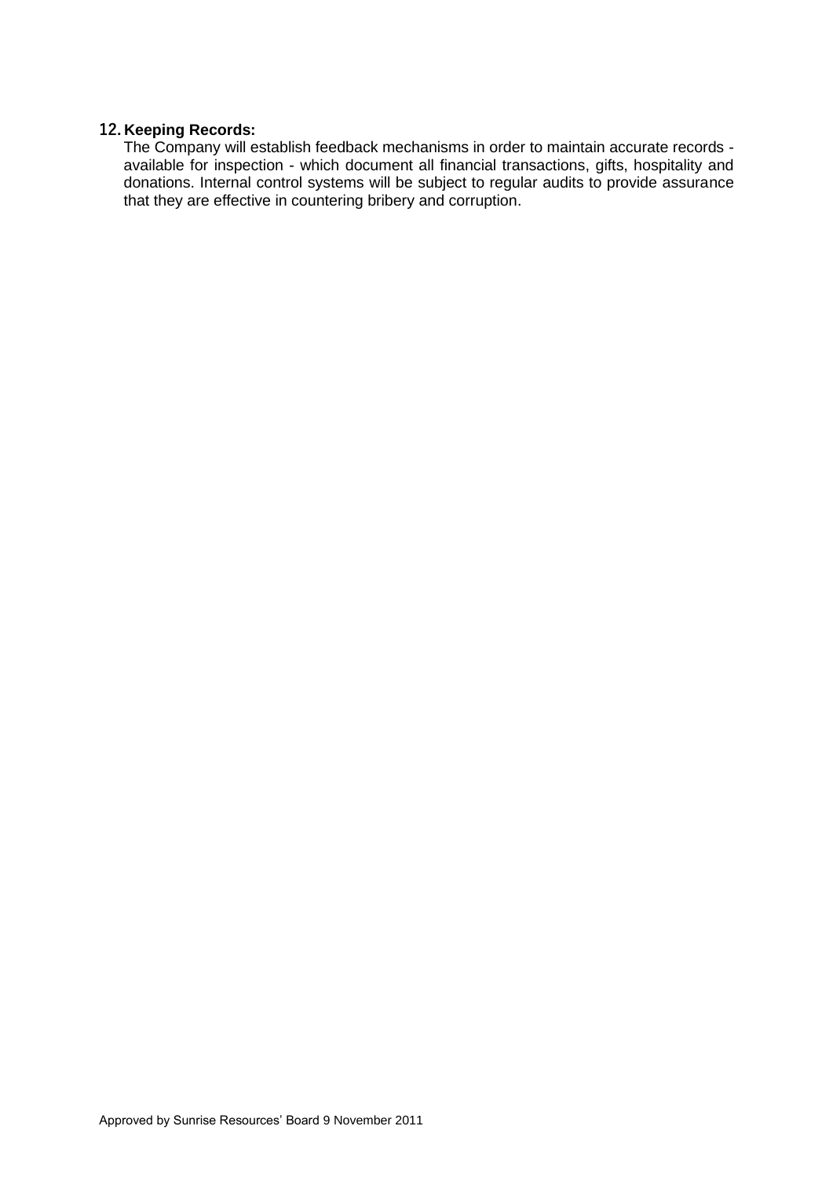12. **Keeping Records:**
    The Company will establish feedback mechanisms in order to maintain accurate records - available for inspection - which document all financial transactions, gifts, hospitality and donations. Internal control systems will be subject to regular audits to provide assurance that they are effective in countering bribery and corruption.

Approved by Sunrise Resources' Board 9 November 2011